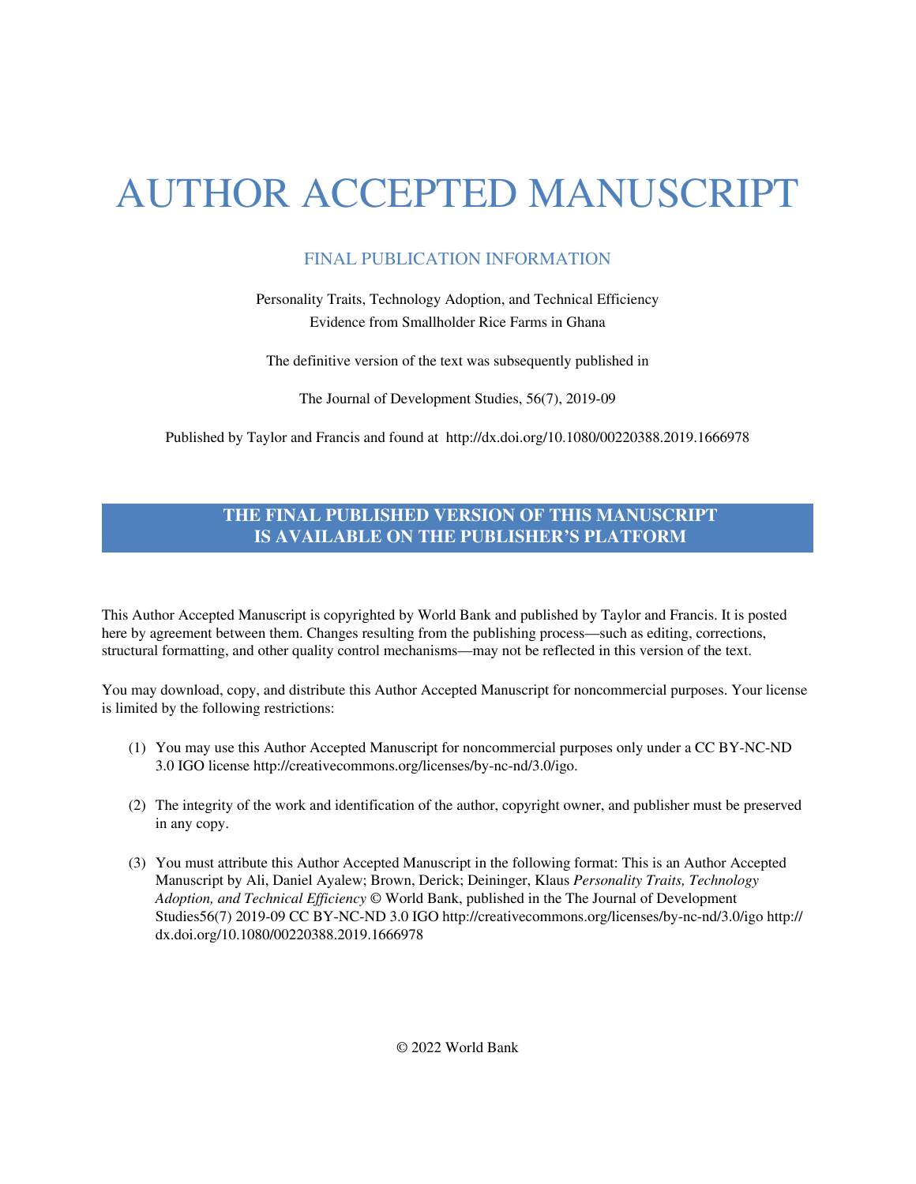# AUTHOR ACCEPTED MANUSCRIPT

## FINAL PUBLICATION INFORMATION

Personality Traits, Technology Adoption, and Technical Efficiency
Evidence from Smallholder Rice Farms in Ghana

The definitive version of the text was subsequently published in

The Journal of Development Studies, 56(7), 2019-09

Published by Taylor and Francis and found at http://dx.doi.org/10.1080/00220388.2019.1666978

**THE FINAL PUBLISHED VERSION OF THIS MANUSCRIPT IS AVAILABLE ON THE PUBLISHER'S PLATFORM**

This Author Accepted Manuscript is copyrighted by World Bank and published by Taylor and Francis. It is posted here by agreement between them. Changes resulting from the publishing process—such as editing, corrections, structural formatting, and other quality control mechanisms—may not be reflected in this version of the text.

You may download, copy, and distribute this Author Accepted Manuscript for noncommercial purposes. Your license is limited by the following restrictions:

(1) You may use this Author Accepted Manuscript for noncommercial purposes only under a CC BY-NC-ND 3.0 IGO license http://creativecommons.org/licenses/by-nc-nd/3.0/igo.

(2) The integrity of the work and identification of the author, copyright owner, and publisher must be preserved in any copy.

(3) You must attribute this Author Accepted Manuscript in the following format: This is an Author Accepted Manuscript by Ali, Daniel Ayalew; Brown, Derick; Deininger, Klaus *Personality Traits, Technology Adoption, and Technical Efficiency* © World Bank, published in the The Journal of Development Studies56(7) 2019-09 CC BY-NC-ND 3.0 IGO http://creativecommons.org/licenses/by-nc-nd/3.0/igo http://dx.doi.org/10.1080/00220388.2019.1666978

© 2022 World Bank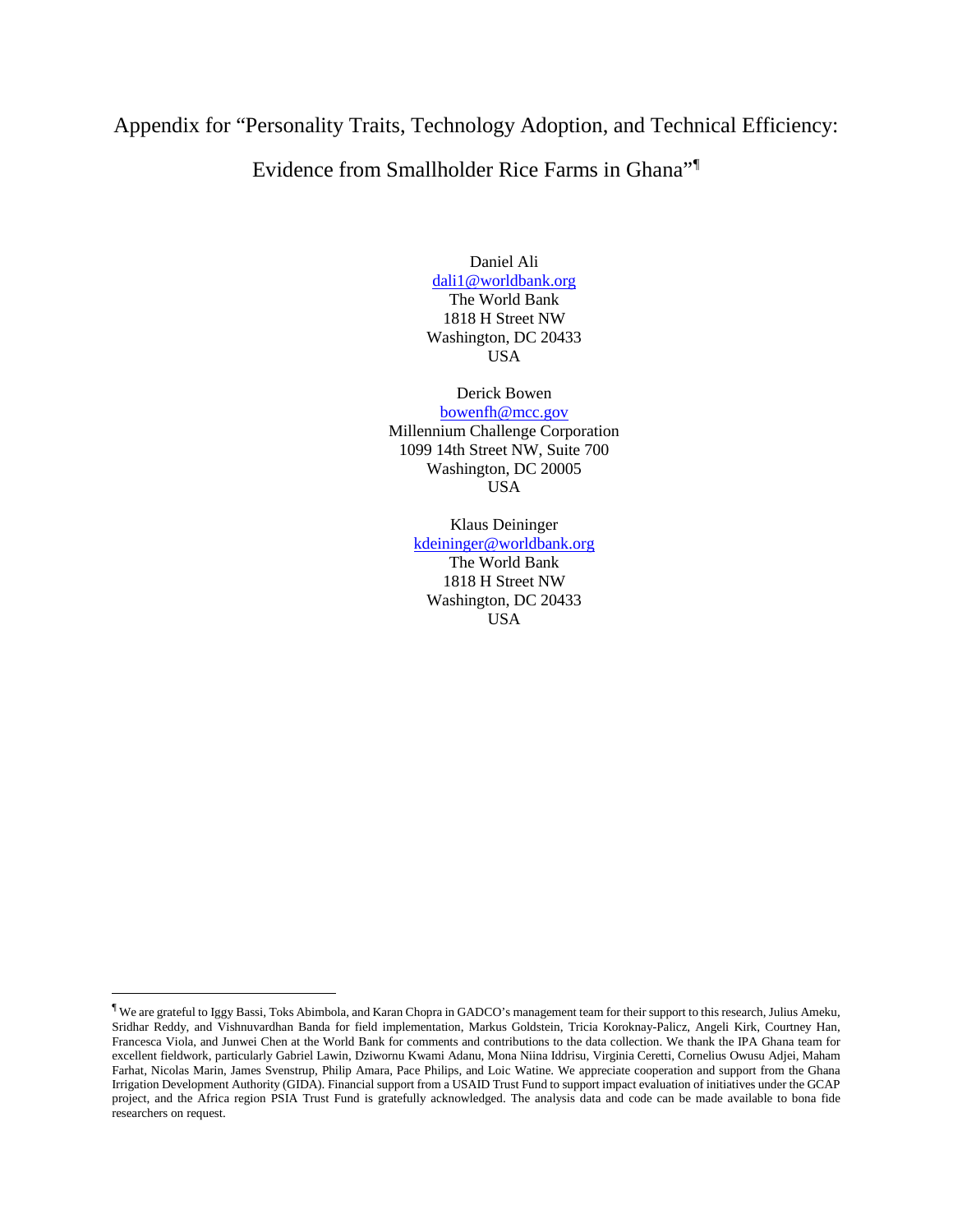# Appendix for "Personality Traits, Technology Adoption, and Technical Efficiency: Evidence from Smallholder Rice Farms in Ghana"[¶]

Daniel Ali
dali1@worldbank.org
The World Bank
1818 H Street NW
Washington, DC 20433
USA

Derick Bowen
bowenfh@mcc.gov
Millennium Challenge Corporation
1099 14th Street NW, Suite 700
Washington, DC 20005
USA

Klaus Deininger
kdeininger@worldbank.org
The World Bank
1818 H Street NW
Washington, DC 20433
USA

---

[¶] We are grateful to Iggy Bassi, Toks Abimbola, and Karan Chopra in GADCO's management team for their support to this research, Julius Ameku, Sridhar Reddy, and Vishnuvardhan Banda for field implementation, Markus Goldstein, Tricia Koroknay-Palicz, Angeli Kirk, Courtney Han, Francesca Viola, and Junwei Chen at the World Bank for comments and contributions to the data collection. We thank the IPA Ghana team for excellent fieldwork, particularly Gabriel Lawin, Dziwornu Kwami Adanu, Mona Niina Iddrisu, Virginia Ceretti, Cornelius Owusu Adjei, Maham Farhat, Nicolas Marin, James Svenstrup, Philip Amara, Pace Philips, and Loic Watine. We appreciate cooperation and support from the Ghana Irrigation Development Authority (GIDA). Financial support from a USAID Trust Fund to support impact evaluation of initiatives under the GCAP project, and the Africa region PSIA Trust Fund is gratefully acknowledged. The analysis data and code can be made available to bona fide researchers on request.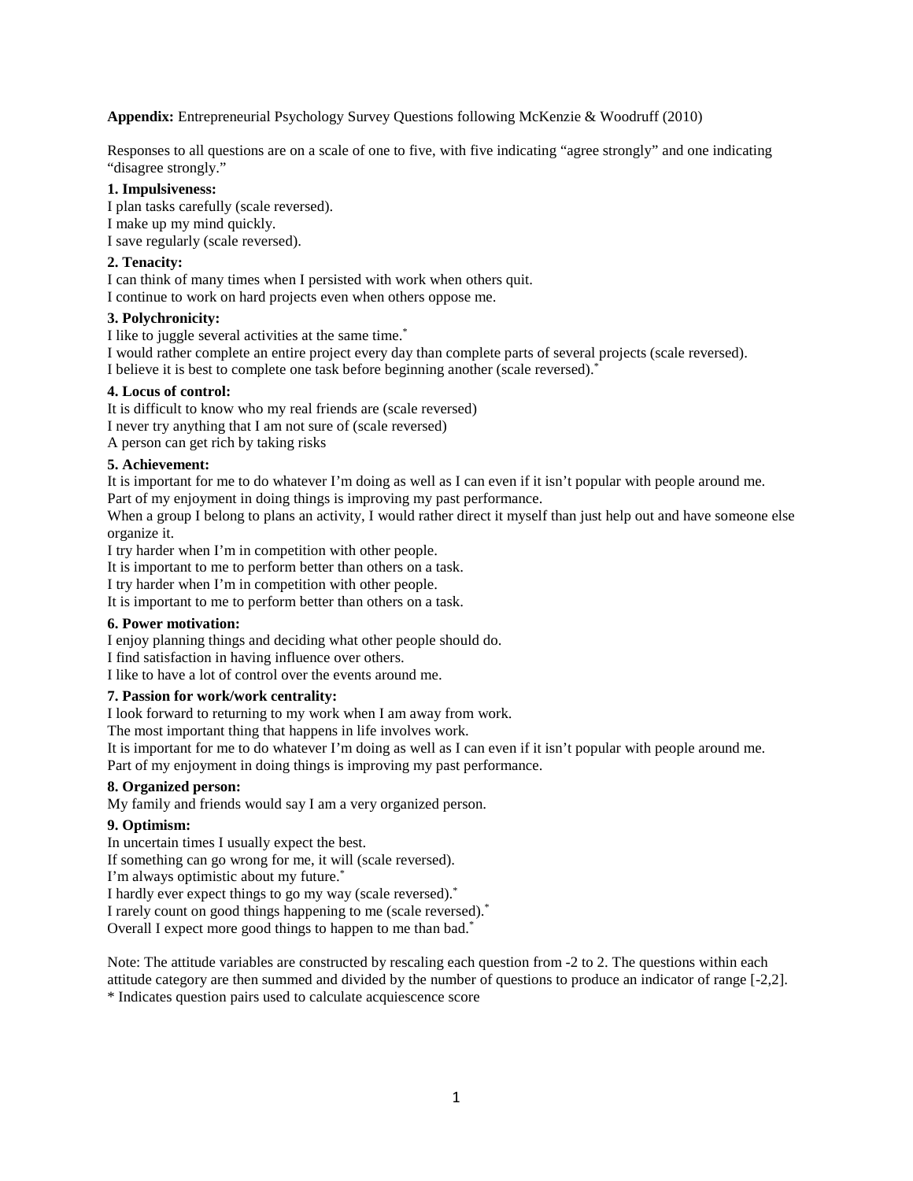**Appendix:** Entrepreneurial Psychology Survey Questions following McKenzie & Woodruff (2010)

Responses to all questions are on a scale of one to five, with five indicating "agree strongly" and one indicating "disagree strongly."

**1. Impulsiveness:**

I plan tasks carefully (scale reversed).
I make up my mind quickly.
I save regularly (scale reversed).

**2. Tenacity:**

I can think of many times when I persisted with work when others quit.
I continue to work on hard projects even when others oppose me.

**3. Polychronicity:**

I like to juggle several activities at the same time.*
I would rather complete an entire project every day than complete parts of several projects (scale reversed).
I believe it is best to complete one task before beginning another (scale reversed).*

**4. Locus of control:**

It is difficult to know who my real friends are (scale reversed)
I never try anything that I am not sure of (scale reversed)
A person can get rich by taking risks

**5. Achievement:**

It is important for me to do whatever I'm doing as well as I can even if it isn't popular with people around me.
Part of my enjoyment in doing things is improving my past performance.
When a group I belong to plans an activity, I would rather direct it myself than just help out and have someone else organize it.
I try harder when I'm in competition with other people.
It is important to me to perform better than others on a task.
I try harder when I'm in competition with other people.
It is important to me to perform better than others on a task.

**6. Power motivation:**

I enjoy planning things and deciding what other people should do.
I find satisfaction in having influence over others.
I like to have a lot of control over the events around me.

**7. Passion for work/work centrality:**

I look forward to returning to my work when I am away from work.
The most important thing that happens in life involves work.
It is important for me to do whatever I'm doing as well as I can even if it isn't popular with people around me.
Part of my enjoyment in doing things is improving my past performance.

**8. Organized person:**

My family and friends would say I am a very organized person.

**9. Optimism:**

In uncertain times I usually expect the best.
If something can go wrong for me, it will (scale reversed).
I'm always optimistic about my future.*
I hardly ever expect things to go my way (scale reversed).*
I rarely count on good things happening to me (scale reversed).*
Overall I expect more good things to happen to me than bad.*

Note: The attitude variables are constructed by rescaling each question from -2 to 2. The questions within each attitude category are then summed and divided by the number of questions to produce an indicator of range [-2,2].
\* Indicates question pairs used to calculate acquiescence score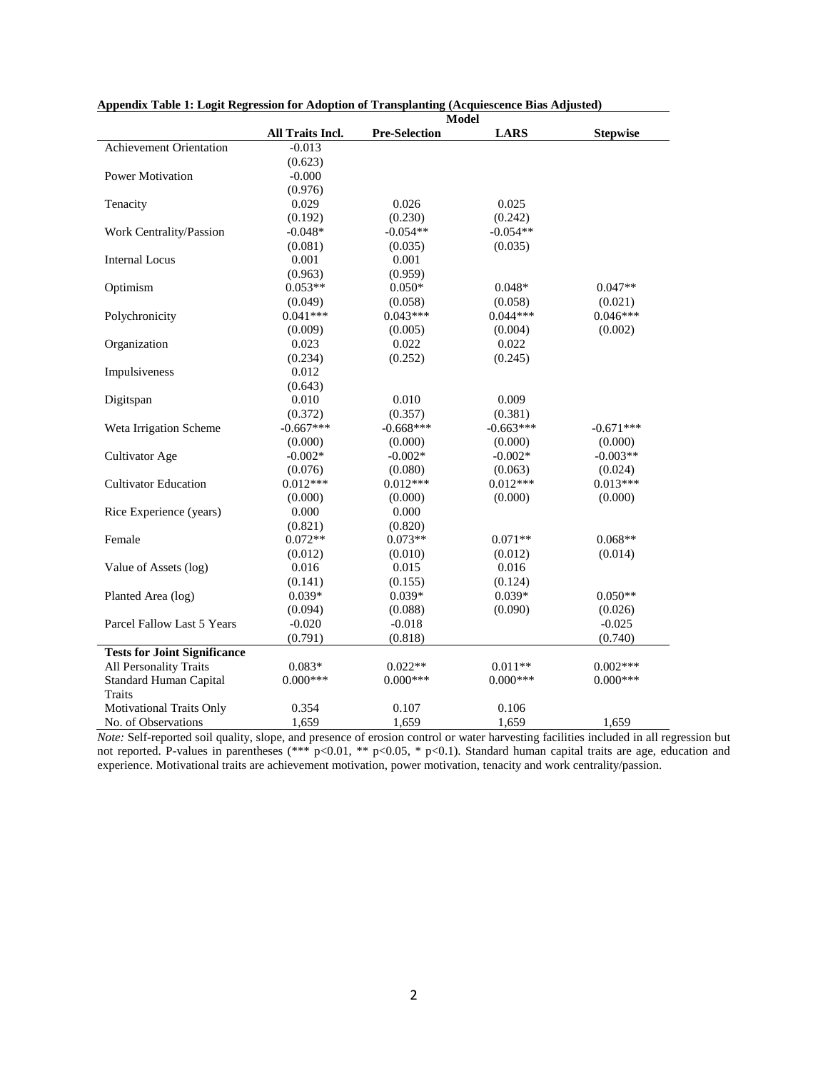**Appendix Table 1: Logit Regression for Adoption of Transplanting (Acquiescence Bias Adjusted)**

| | Model | | | |
|---|---|---|---|---|
| | **All Traits Incl.** | **Pre-Selection** | **LARS** | **Stepwise** |
| Achievement Orientation | -0.013 | | | |
| | (0.623) | | | |
| Power Motivation | -0.000 | | | |
| | (0.976) | | | |
| Tenacity | 0.029 | 0.026 | 0.025 | |
| | (0.192) | (0.230) | (0.242) | |
| Work Centrality/Passion | -0.048* | -0.054** | -0.054** | |
| | (0.081) | (0.035) | (0.035) | |
| Internal Locus | 0.001 | 0.001 | | |
| | (0.963) | (0.959) | | |
| Optimism | 0.053** | 0.050* | 0.048* | 0.047** |
| | (0.049) | (0.058) | (0.058) | (0.021) |
| Polychronicity | 0.041*** | 0.043*** | 0.044*** | 0.046*** |
| | (0.009) | (0.005) | (0.004) | (0.002) |
| Organization | 0.023 | 0.022 | 0.022 | |
| | (0.234) | (0.252) | (0.245) | |
| Impulsiveness | 0.012 | | | |
| | (0.643) | | | |
| Digitspan | 0.010 | 0.010 | 0.009 | |
| | (0.372) | (0.357) | (0.381) | |
| Weta Irrigation Scheme | -0.667*** | -0.668*** | -0.663*** | -0.671*** |
| | (0.000) | (0.000) | (0.000) | (0.000) |
| Cultivator Age | -0.002* | -0.002* | -0.002* | -0.003** |
| | (0.076) | (0.080) | (0.063) | (0.024) |
| Cultivator Education | 0.012*** | 0.012*** | 0.012*** | 0.013*** |
| | (0.000) | (0.000) | (0.000) | (0.000) |
| Rice Experience (years) | 0.000 | 0.000 | | |
| | (0.821) | (0.820) | | |
| Female | 0.072** | 0.073** | 0.071** | 0.068** |
| | (0.012) | (0.010) | (0.012) | (0.014) |
| Value of Assets (log) | 0.016 | 0.015 | 0.016 | |
| | (0.141) | (0.155) | (0.124) | |
| Planted Area (log) | 0.039* | 0.039* | 0.039* | 0.050** |
| | (0.094) | (0.088) | (0.090) | (0.026) |
| Parcel Fallow Last 5 Years | -0.020 | -0.018 | | -0.025 |
| | (0.791) | (0.818) | | (0.740) |
| **Tests for Joint Significance** | | | | |
| All Personality Traits | 0.083* | 0.022** | 0.011** | 0.002*** |
| Standard Human Capital Traits | 0.000*** | 0.000*** | 0.000*** | 0.000*** |
| Motivational Traits Only | 0.354 | 0.107 | 0.106 | |
| No. of Observations | 1,659 | 1,659 | 1,659 | 1,659 |

*Note:* Self-reported soil quality, slope, and presence of erosion control or water harvesting facilities included in all regression but not reported. P-values in parentheses (*** p<0.01, ** p<0.05, * p<0.1). Standard human capital traits are age, education and experience. Motivational traits are achievement motivation, power motivation, tenacity and work centrality/passion.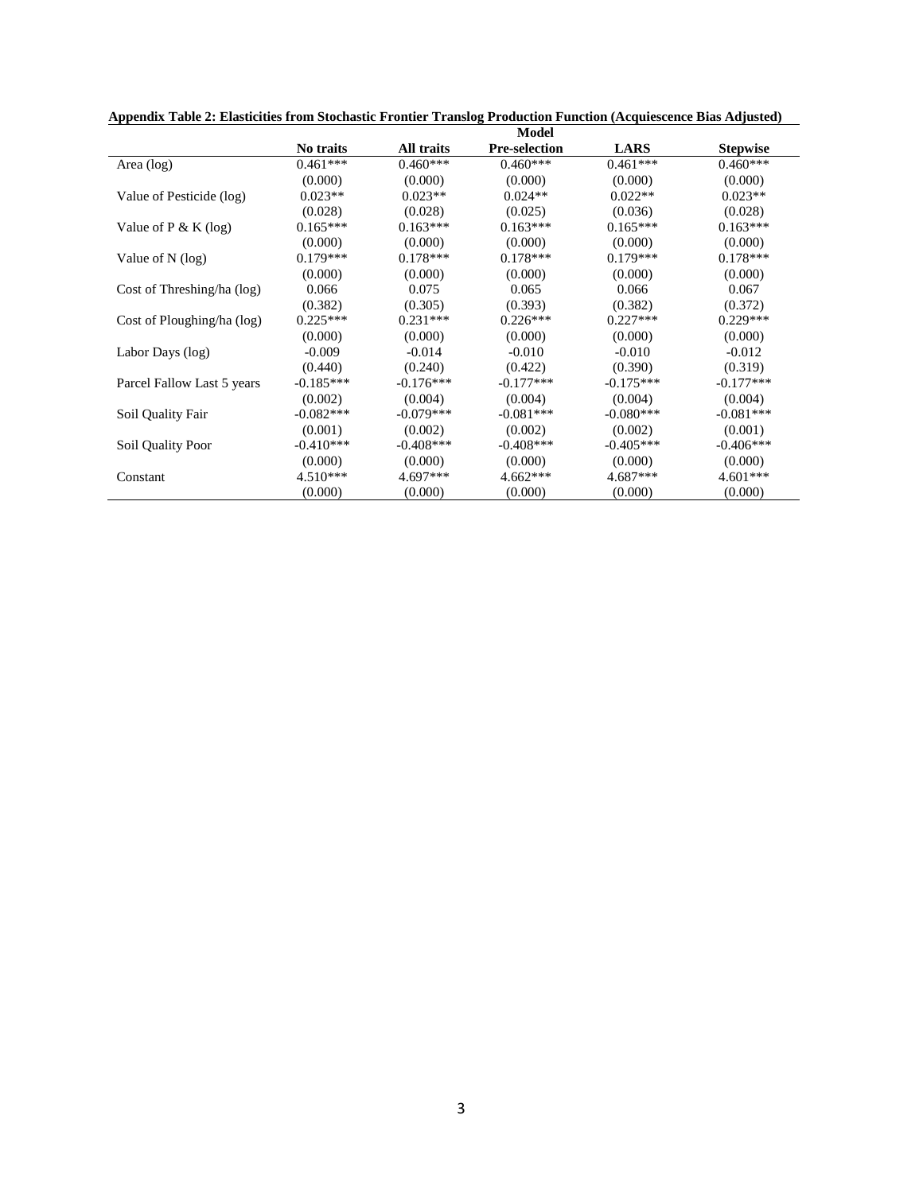**Appendix Table 2: Elasticities from Stochastic Frontier Translog Production Function (Acquiescence Bias Adjusted)**

| | Model | | | | |
|---|---|---|---|---|---|
| | **No traits** | **All traits** | **Pre-selection** | **LARS** | **Stepwise** |
| Area (log) | 0.461*** | 0.460*** | 0.460*** | 0.461*** | 0.460*** |
| | (0.000) | (0.000) | (0.000) | (0.000) | (0.000) |
| Value of Pesticide (log) | 0.023** | 0.023** | 0.024** | 0.022** | 0.023** |
| | (0.028) | (0.028) | (0.025) | (0.036) | (0.028) |
| Value of P & K (log) | 0.165*** | 0.163*** | 0.163*** | 0.165*** | 0.163*** |
| | (0.000) | (0.000) | (0.000) | (0.000) | (0.000) |
| Value of N (log) | 0.179*** | 0.178*** | 0.178*** | 0.179*** | 0.178*** |
| | (0.000) | (0.000) | (0.000) | (0.000) | (0.000) |
| Cost of Threshing/ha (log) | 0.066 | 0.075 | 0.065 | 0.066 | 0.067 |
| | (0.382) | (0.305) | (0.393) | (0.382) | (0.372) |
| Cost of Ploughing/ha (log) | 0.225*** | 0.231*** | 0.226*** | 0.227*** | 0.229*** |
| | (0.000) | (0.000) | (0.000) | (0.000) | (0.000) |
| Labor Days (log) | -0.009 | -0.014 | -0.010 | -0.010 | -0.012 |
| | (0.440) | (0.240) | (0.422) | (0.390) | (0.319) |
| Parcel Fallow Last 5 years | -0.185*** | -0.176*** | -0.177*** | -0.175*** | -0.177*** |
| | (0.002) | (0.004) | (0.004) | (0.004) | (0.004) |
| Soil Quality Fair | -0.082*** | -0.079*** | -0.081*** | -0.080*** | -0.081*** |
| | (0.001) | (0.002) | (0.002) | (0.002) | (0.001) |
| Soil Quality Poor | -0.410*** | -0.408*** | -0.408*** | -0.405*** | -0.406*** |
| | (0.000) | (0.000) | (0.000) | (0.000) | (0.000) |
| Constant | 4.510*** | 4.697*** | 4.662*** | 4.687*** | 4.601*** |
| | (0.000) | (0.000) | (0.000) | (0.000) | (0.000) |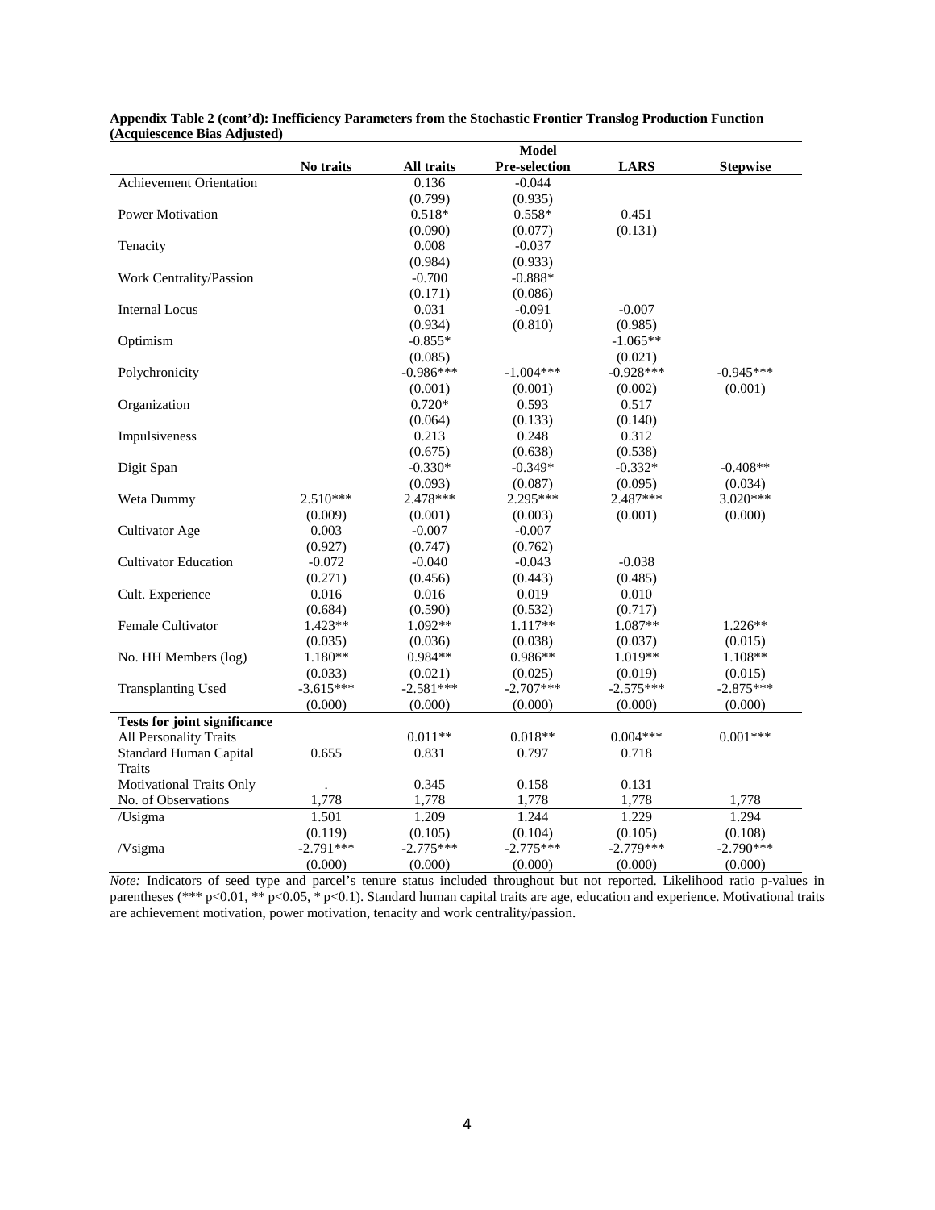**Appendix Table 2 (cont'd): Inefficiency Parameters from the Stochastic Frontier Translog Production Function (Acquiescence Bias Adjusted)**

| | Model | | | | |
|---|---|---|---|---|---|
| | No traits | All traits | Pre-selection | LARS | Stepwise |
| Achievement Orientation | | 0.136 | -0.044 | | |
| | | (0.799) | (0.935) | | |
| Power Motivation | | 0.518* | 0.558* | 0.451 | |
| | | (0.090) | (0.077) | (0.131) | |
| Tenacity | | 0.008 | -0.037 | | |
| | | (0.984) | (0.933) | | |
| Work Centrality/Passion | | -0.700 | -0.888* | | |
| | | (0.171) | (0.086) | | |
| Internal Locus | | 0.031 | -0.091 | -0.007 | |
| | | (0.934) | (0.810) | (0.985) | |
| Optimism | | -0.855* | | -1.065** | |
| | | (0.085) | | (0.021) | |
| Polychronicity | | -0.986*** | -1.004*** | -0.928*** | -0.945*** |
| | | (0.001) | (0.001) | (0.002) | (0.001) |
| Organization | | 0.720* | 0.593 | 0.517 | |
| | | (0.064) | (0.133) | (0.140) | |
| Impulsiveness | | 0.213 | 0.248 | 0.312 | |
| | | (0.675) | (0.638) | (0.538) | |
| Digit Span | | -0.330* | -0.349* | -0.332* | -0.408** |
| | | (0.093) | (0.087) | (0.095) | (0.034) |
| Weta Dummy | 2.510*** | 2.478*** | 2.295*** | 2.487*** | 3.020*** |
| | (0.009) | (0.001) | (0.003) | (0.001) | (0.000) |
| Cultivator Age | 0.003 | -0.007 | -0.007 | | |
| | (0.927) | (0.747) | (0.762) | | |
| Cultivator Education | -0.072 | -0.040 | -0.043 | -0.038 | |
| | (0.271) | (0.456) | (0.443) | (0.485) | |
| Cult. Experience | 0.016 | 0.016 | 0.019 | 0.010 | |
| | (0.684) | (0.590) | (0.532) | (0.717) | |
| Female Cultivator | 1.423** | 1.092** | 1.117** | 1.087** | 1.226** |
| | (0.035) | (0.036) | (0.038) | (0.037) | (0.015) |
| No. HH Members (log) | 1.180** | 0.984** | 0.986** | 1.019** | 1.108** |
| | (0.033) | (0.021) | (0.025) | (0.019) | (0.015) |
| Transplanting Used | -3.615*** | -2.581*** | -2.707*** | -2.575*** | -2.875*** |
| | (0.000) | (0.000) | (0.000) | (0.000) | (0.000) |
| **Tests for joint significance** | | | | | |
| All Personality Traits | | 0.011** | 0.018** | 0.004*** | 0.001*** |
| Standard Human Capital Traits | 0.655 | 0.831 | 0.797 | 0.718 | |
| Motivational Traits Only | . | 0.345 | 0.158 | 0.131 | |
| No. of Observations | 1,778 | 1,778 | 1,778 | 1,778 | 1,778 |
| /Usigma | 1.501 | 1.209 | 1.244 | 1.229 | 1.294 |
| | (0.119) | (0.105) | (0.104) | (0.105) | (0.108) |
| /Vsigma | -2.791*** | -2.775*** | -2.775*** | -2.779*** | -2.790*** |
| | (0.000) | (0.000) | (0.000) | (0.000) | (0.000) |

*Note:* Indicators of seed type and parcel's tenure status included throughout but not reported. Likelihood ratio p-values in parentheses (*** p<0.01, ** p<0.05, * p<0.1). Standard human capital traits are age, education and experience. Motivational traits are achievement motivation, power motivation, tenacity and work centrality/passion.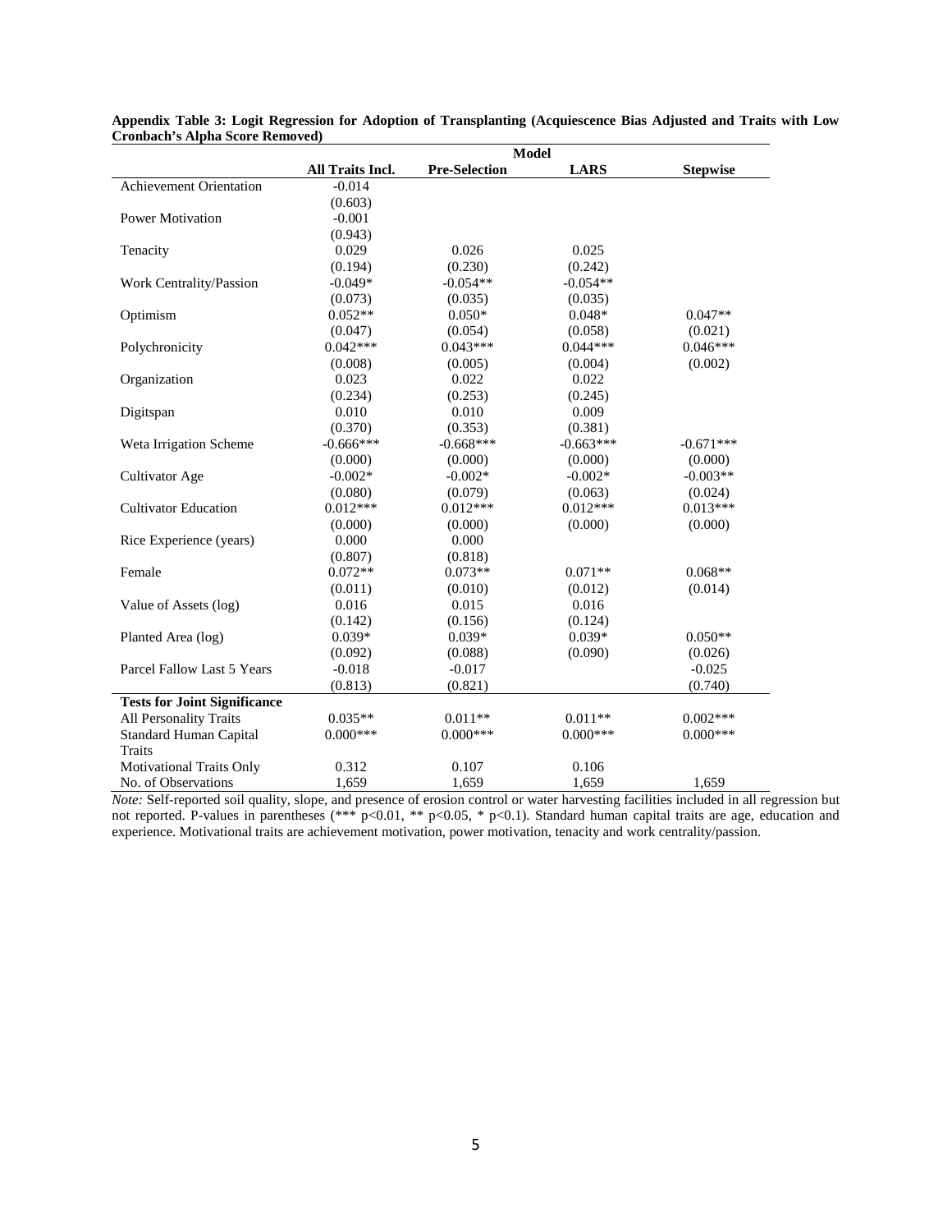**Appendix Table 3: Logit Regression for Adoption of Transplanting (Acquiescence Bias Adjusted and Traits with Low Cronbach's Alpha Score Removed)**

| | Model | | | |
|---|---|---|---|---|
| | **All Traits Incl.** | **Pre-Selection** | **LARS** | **Stepwise** |
| Achievement Orientation | -0.014 | | | |
| | (0.603) | | | |
| Power Motivation | -0.001 | | | |
| | (0.943) | | | |
| Tenacity | 0.029 | 0.026 | 0.025 | |
| | (0.194) | (0.230) | (0.242) | |
| Work Centrality/Passion | -0.049* | -0.054** | -0.054** | |
| | (0.073) | (0.035) | (0.035) | |
| Optimism | 0.052** | 0.050* | 0.048* | 0.047** |
| | (0.047) | (0.054) | (0.058) | (0.021) |
| Polychronicity | 0.042*** | 0.043*** | 0.044*** | 0.046*** |
| | (0.008) | (0.005) | (0.004) | (0.002) |
| Organization | 0.023 | 0.022 | 0.022 | |
| | (0.234) | (0.253) | (0.245) | |
| Digitspan | 0.010 | 0.010 | 0.009 | |
| | (0.370) | (0.353) | (0.381) | |
| Weta Irrigation Scheme | -0.666*** | -0.668*** | -0.663*** | -0.671*** |
| | (0.000) | (0.000) | (0.000) | (0.000) |
| Cultivator Age | -0.002* | -0.002* | -0.002* | -0.003** |
| | (0.080) | (0.079) | (0.063) | (0.024) |
| Cultivator Education | 0.012*** | 0.012*** | 0.012*** | 0.013*** |
| | (0.000) | (0.000) | (0.000) | (0.000) |
| Rice Experience (years) | 0.000 | 0.000 | | |
| | (0.807) | (0.818) | | |
| Female | 0.072** | 0.073** | 0.071** | 0.068** |
| | (0.011) | (0.010) | (0.012) | (0.014) |
| Value of Assets (log) | 0.016 | 0.015 | 0.016 | |
| | (0.142) | (0.156) | (0.124) | |
| Planted Area (log) | 0.039* | 0.039* | 0.039* | 0.050** |
| | (0.092) | (0.088) | (0.090) | (0.026) |
| Parcel Fallow Last 5 Years | -0.018 | -0.017 | | -0.025 |
| | (0.813) | (0.821) | | (0.740) |
| **Tests for Joint Significance** | | | | |
| All Personality Traits | 0.035** | 0.011** | 0.011** | 0.002*** |
| Standard Human Capital Traits | 0.000*** | 0.000*** | 0.000*** | 0.000*** |
| Motivational Traits Only | 0.312 | 0.107 | 0.106 | |
| No. of Observations | 1,659 | 1,659 | 1,659 | 1,659 |

*Note:* Self-reported soil quality, slope, and presence of erosion control or water harvesting facilities included in all regression but not reported. P-values in parentheses (*** p<0.01, ** p<0.05, * p<0.1). Standard human capital traits are age, education and experience. Motivational traits are achievement motivation, power motivation, tenacity and work centrality/passion.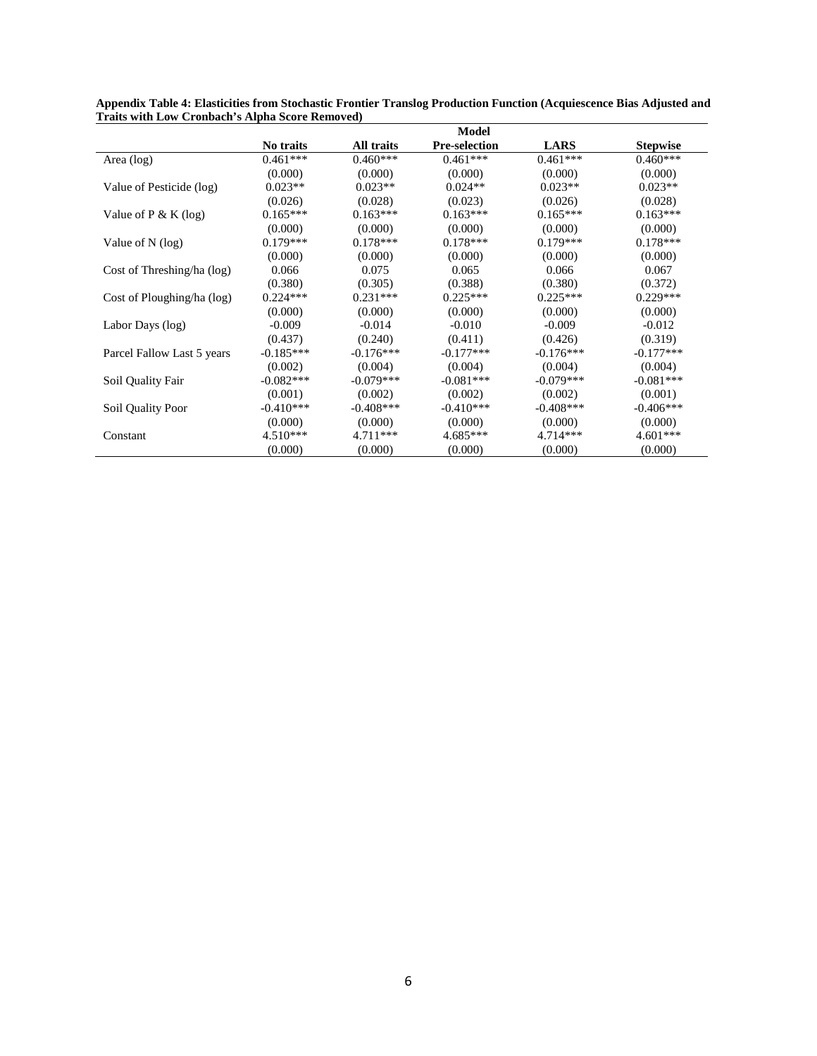**Appendix Table 4: Elasticities from Stochastic Frontier Translog Production Function (Acquiescence Bias Adjusted and Traits with Low Cronbach's Alpha Score Removed)**

| | Model | | | | |
|---|---|---|---|---|---|
| | **No traits** | **All traits** | **Pre-selection** | **LARS** | **Stepwise** |
| Area (log) | 0.461*** | 0.460*** | 0.461*** | 0.461*** | 0.460*** |
| | (0.000) | (0.000) | (0.000) | (0.000) | (0.000) |
| Value of Pesticide (log) | 0.023** | 0.023** | 0.024** | 0.023** | 0.023** |
| | (0.026) | (0.028) | (0.023) | (0.026) | (0.028) |
| Value of P & K (log) | 0.165*** | 0.163*** | 0.163*** | 0.165*** | 0.163*** |
| | (0.000) | (0.000) | (0.000) | (0.000) | (0.000) |
| Value of N (log) | 0.179*** | 0.178*** | 0.178*** | 0.179*** | 0.178*** |
| | (0.000) | (0.000) | (0.000) | (0.000) | (0.000) |
| Cost of Threshing/ha (log) | 0.066 | 0.075 | 0.065 | 0.066 | 0.067 |
| | (0.380) | (0.305) | (0.388) | (0.380) | (0.372) |
| Cost of Ploughing/ha (log) | 0.224*** | 0.231*** | 0.225*** | 0.225*** | 0.229*** |
| | (0.000) | (0.000) | (0.000) | (0.000) | (0.000) |
| Labor Days (log) | -0.009 | -0.014 | -0.010 | -0.009 | -0.012 |
| | (0.437) | (0.240) | (0.411) | (0.426) | (0.319) |
| Parcel Fallow Last 5 years | -0.185*** | -0.176*** | -0.177*** | -0.176*** | -0.177*** |
| | (0.002) | (0.004) | (0.004) | (0.004) | (0.004) |
| Soil Quality Fair | -0.082*** | -0.079*** | -0.081*** | -0.079*** | -0.081*** |
| | (0.001) | (0.002) | (0.002) | (0.002) | (0.001) |
| Soil Quality Poor | -0.410*** | -0.408*** | -0.410*** | -0.408*** | -0.406*** |
| | (0.000) | (0.000) | (0.000) | (0.000) | (0.000) |
| Constant | 4.510*** | 4.711*** | 4.685*** | 4.714*** | 4.601*** |
| | (0.000) | (0.000) | (0.000) | (0.000) | (0.000) |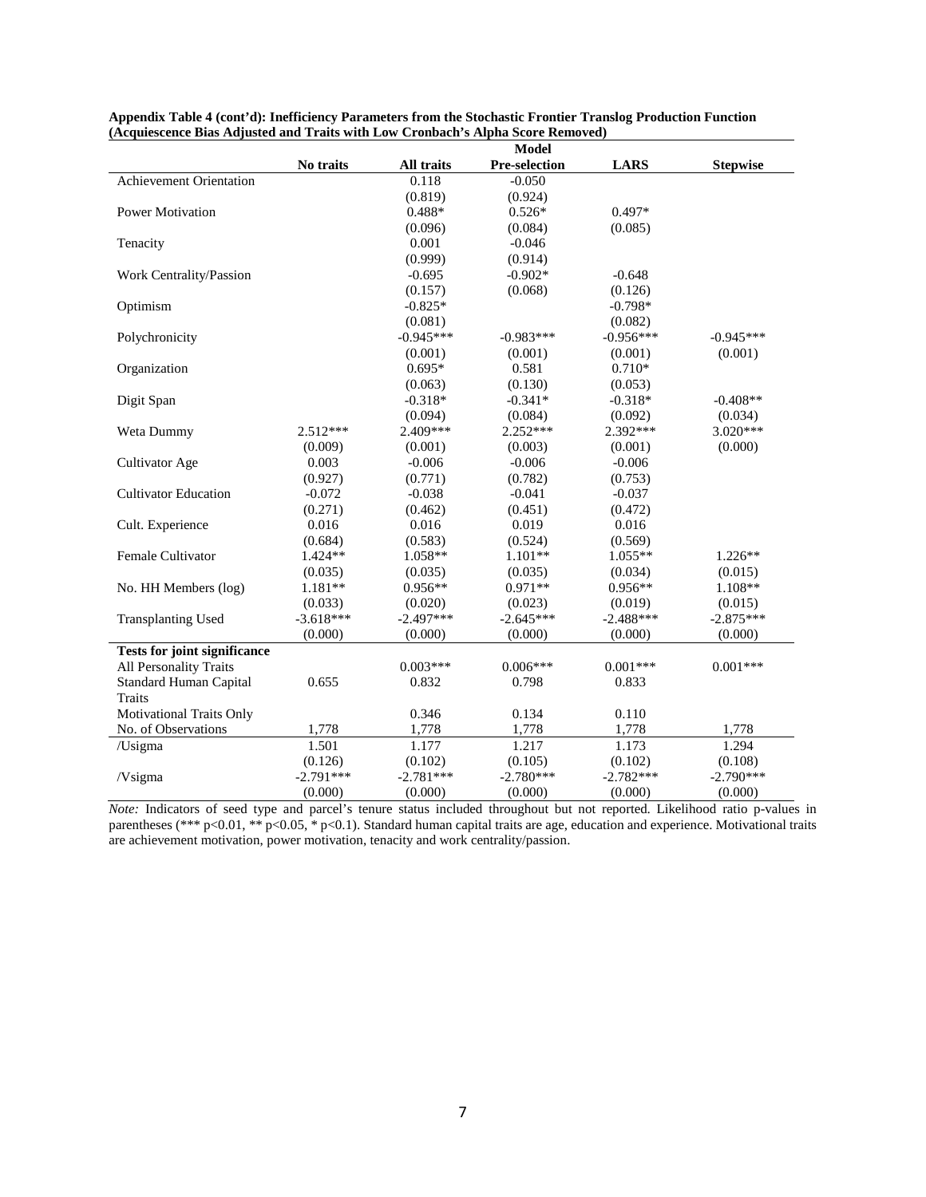**Appendix Table 4 (cont'd): Inefficiency Parameters from the Stochastic Frontier Translog Production Function (Acquiescence Bias Adjusted and Traits with Low Cronbach's Alpha Score Removed)**

| | Model | | | | |
|---|---|---|---|---|---|
| | **No traits** | **All traits** | **Pre-selection** | **LARS** | **Stepwise** |
| Achievement Orientation | | 0.118 | -0.050 | | |
| | | (0.819) | (0.924) | | |
| Power Motivation | | 0.488* | 0.526* | 0.497* | |
| | | (0.096) | (0.084) | (0.085) | |
| Tenacity | | 0.001 | -0.046 | | |
| | | (0.999) | (0.914) | | |
| Work Centrality/Passion | | -0.695 | -0.902* | -0.648 | |
| | | (0.157) | (0.068) | (0.126) | |
| Optimism | | -0.825* | | -0.798* | |
| | | (0.081) | | (0.082) | |
| Polychronicity | | -0.945*** | -0.983*** | -0.956*** | -0.945*** |
| | | (0.001) | (0.001) | (0.001) | (0.001) |
| Organization | | 0.695* | 0.581 | 0.710* | |
| | | (0.063) | (0.130) | (0.053) | |
| Digit Span | | -0.318* | -0.341* | -0.318* | -0.408** |
| | | (0.094) | (0.084) | (0.092) | (0.034) |
| Weta Dummy | 2.512*** | 2.409*** | 2.252*** | 2.392*** | 3.020*** |
| | (0.009) | (0.001) | (0.003) | (0.001) | (0.000) |
| Cultivator Age | 0.003 | -0.006 | -0.006 | -0.006 | |
| | (0.927) | (0.771) | (0.782) | (0.753) | |
| Cultivator Education | -0.072 | -0.038 | -0.041 | -0.037 | |
| | (0.271) | (0.462) | (0.451) | (0.472) | |
| Cult. Experience | 0.016 | 0.016 | 0.019 | 0.016 | |
| | (0.684) | (0.583) | (0.524) | (0.569) | |
| Female Cultivator | 1.424** | 1.058** | 1.101** | 1.055** | 1.226** |
| | (0.035) | (0.035) | (0.035) | (0.034) | (0.015) |
| No. HH Members (log) | 1.181** | 0.956** | 0.971** | 0.956** | 1.108** |
| | (0.033) | (0.020) | (0.023) | (0.019) | (0.015) |
| Transplanting Used | -3.618*** | -2.497*** | -2.645*** | -2.488*** | -2.875*** |
| | (0.000) | (0.000) | (0.000) | (0.000) | (0.000) |
| **Tests for joint significance** | | | | | |
| All Personality Traits | | 0.003*** | 0.006*** | 0.001*** | 0.001*** |
| Standard Human Capital Traits | 0.655 | 0.832 | 0.798 | 0.833 | |
| Motivational Traits Only | | 0.346 | 0.134 | 0.110 | |
| No. of Observations | 1,778 | 1,778 | 1,778 | 1,778 | 1,778 |
| /Usigma | 1.501 | 1.177 | 1.217 | 1.173 | 1.294 |
| | (0.126) | (0.102) | (0.105) | (0.102) | (0.108) |
| /Vsigma | -2.791*** | -2.781*** | -2.780*** | -2.782*** | -2.790*** |
| | (0.000) | (0.000) | (0.000) | (0.000) | (0.000) |

*Note:* Indicators of seed type and parcel's tenure status included throughout but not reported. Likelihood ratio p-values in parentheses (*** p<0.01, ** p<0.05, * p<0.1). Standard human capital traits are age, education and experience. Motivational traits are achievement motivation, power motivation, tenacity and work centrality/passion.